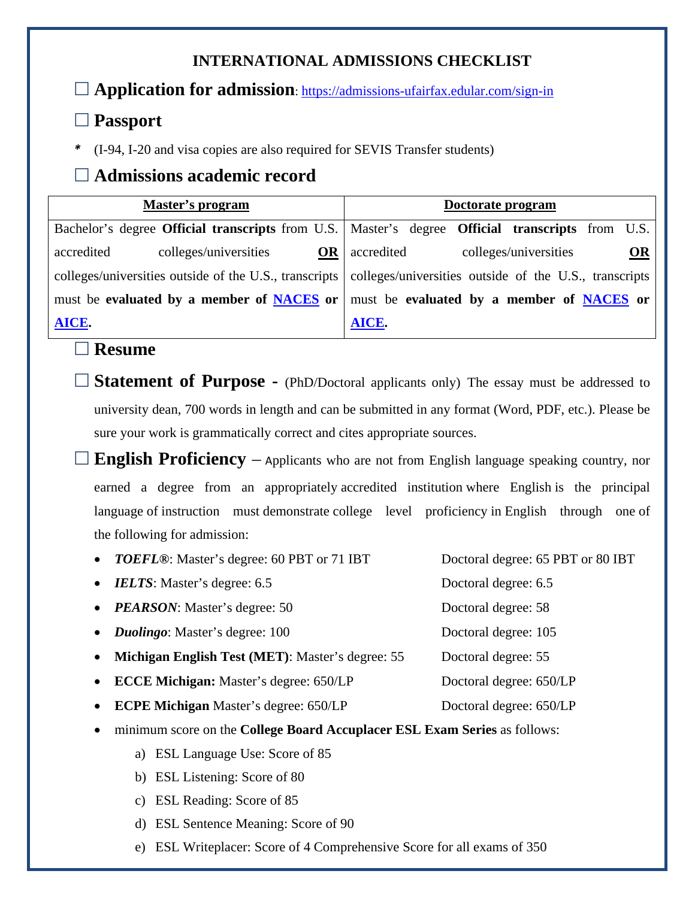# INTERNATIONAL ADMISSIONS CHECKLIST

☐ **Application for admission**: https://admissions-ufairfax.edular.com/sign-in

☐ **Passport**

**\*** (I-94, I-20 and visa copies are also required for SEVIS Transfer students)

☐ **Admissions academic record**

| **Master's program** | **Doctorate program** |
|---|---|
| Bachelor's degree **Official transcripts** from U.S. accredited colleges/universities **OR** colleges/universities outside of the U.S., transcripts must be **evaluated by a member of NACES or AICE.** | Master's degree **Official transcripts** from U.S. accredited colleges/universities **OR** colleges/universities outside of the U.S., transcripts must be **evaluated by a member of NACES or AICE.** |

☐ **Resume**

☐ **Statement of Purpose -** (PhD/Doctoral applicants only) The essay must be addressed to university dean, 700 words in length and can be submitted in any format (Word, PDF, etc.). Please be sure your work is grammatically correct and cites appropriate sources.

☐ **English Proficiency** – Applicants who are not from English language speaking country, nor earned a degree from an appropriately accredited institution where English is the principal language of instruction must demonstrate college level proficiency in English through one of the following for admission:

- ***TOEFL®***: Master's degree: 60 PBT or 71 IBT — Doctoral degree: 65 PBT or 80 IBT
- ***IELTS***: Master's degree: 6.5 — Doctoral degree: 6.5
- ***PEARSON***: Master's degree: 50 — Doctoral degree: 58
- ***Duolingo***: Master's degree: 100 — Doctoral degree: 105
- **Michigan English Test (MET)**: Master's degree: 55 — Doctoral degree: 55
- **ECCE Michigan:** Master's degree: 650/LP — Doctoral degree: 650/LP
- **ECPE Michigan** Master's degree: 650/LP — Doctoral degree: 650/LP
- minimum score on the **College Board Accuplacer ESL Exam Series** as follows:
  a) ESL Language Use: Score of 85
  b) ESL Listening: Score of 80
  c) ESL Reading: Score of 85
  d) ESL Sentence Meaning: Score of 90
  e) ESL Writeplacer: Score of 4 Comprehensive Score for all exams of 350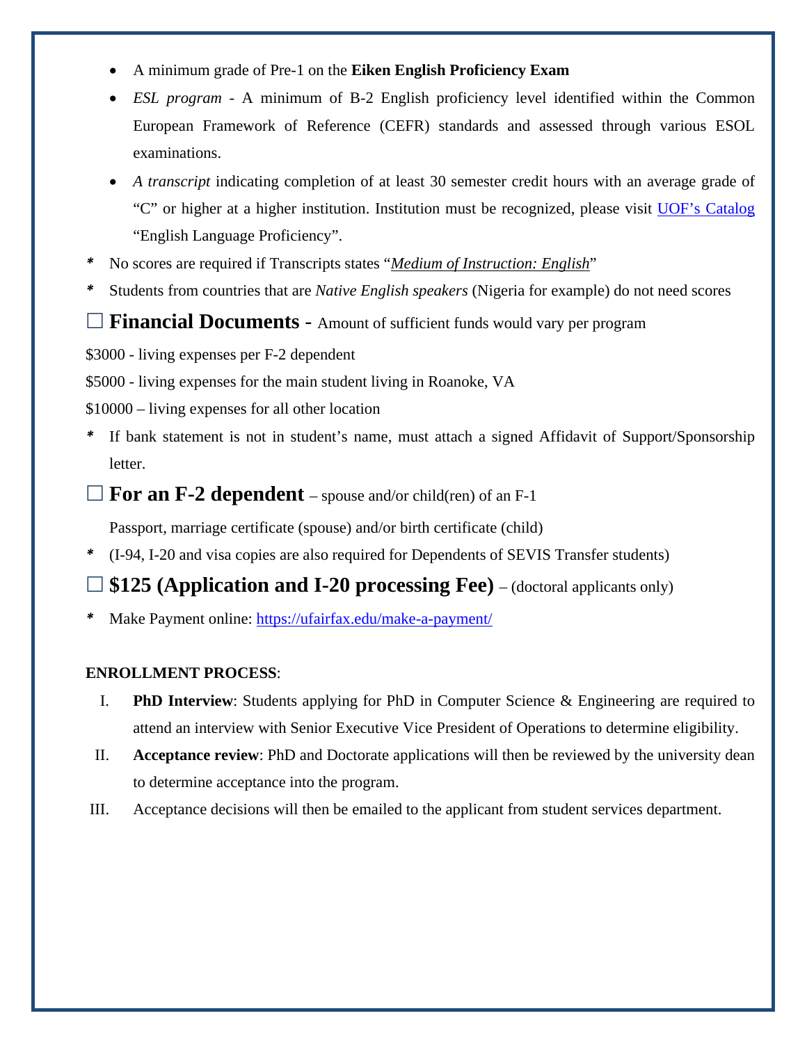- A minimum grade of Pre-1 on the **Eiken English Proficiency Exam**
- *ESL program* - A minimum of B-2 English proficiency level identified within the Common European Framework of Reference (CEFR) standards and assessed through various ESOL examinations.
- *A transcript* indicating completion of at least 30 semester credit hours with an average grade of "C" or higher at a higher institution. Institution must be recognized, please visit [UOF's Catalog](UOF's Catalog) "English Language Proficiency".

*\** No scores are required if Transcripts states "*Medium of Instruction: English*"

*\** Students from countries that are *Native English speakers* (Nigeria for example) do not need scores

☐ **Financial Documents -** Amount of sufficient funds would vary per program

$3000 - living expenses per F-2 dependent

$5000 - living expenses for the main student living in Roanoke, VA

$10000 – living expenses for all other location

*\** If bank statement is not in student's name, must attach a signed Affidavit of Support/Sponsorship letter.

☐ **For an F-2 dependent** – spouse and/or child(ren) of an F-1

Passport, marriage certificate (spouse) and/or birth certificate (child)

*\** (I-94, I-20 and visa copies are also required for Dependents of SEVIS Transfer students)

☐ **$125 (Application and I-20 processing Fee)** – (doctoral applicants only)

*\** Make Payment online: https://ufairfax.edu/make-a-payment/

**ENROLLMENT PROCESS**:

I. **PhD Interview**: Students applying for PhD in Computer Science & Engineering are required to attend an interview with Senior Executive Vice President of Operations to determine eligibility.

II. **Acceptance review**: PhD and Doctorate applications will then be reviewed by the university dean to determine acceptance into the program.

III. Acceptance decisions will then be emailed to the applicant from student services department.